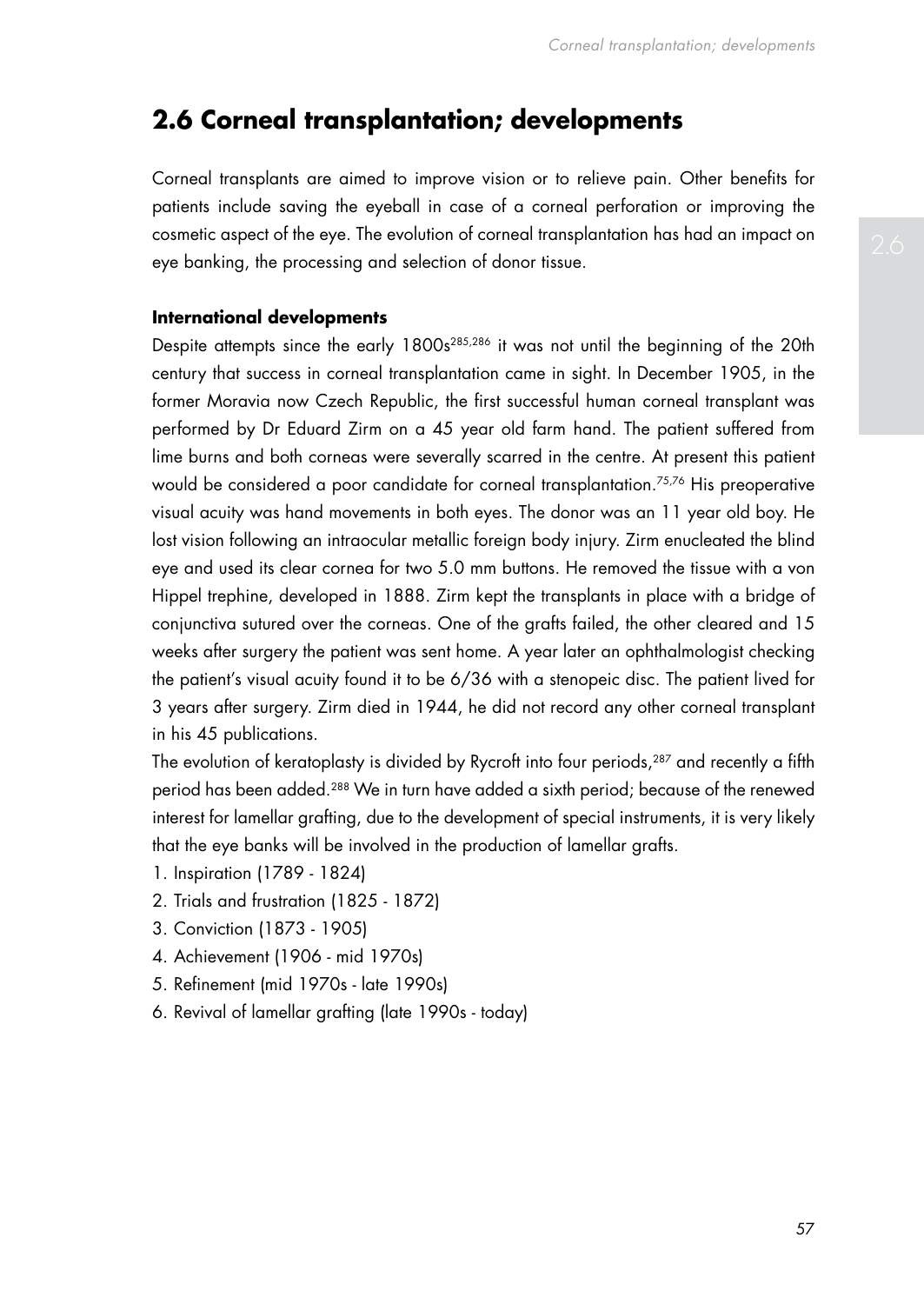## 2.6 Corneal transplantation; developments

Corneal transplants are aimed to improve vision or to relieve pain. Other benefits for patients include saving the eyeball in case of a corneal perforation or improving the cosmetic aspect of the eye. The evolution of corneal transplantation has had an impact on eye banking, the processing and selection of donor tissue.

### International developments

Despite attempts since the early 1800s[285,286] it was not until the beginning of the 20th century that success in corneal transplantation came in sight. In December 1905, in the former Moravia now Czech Republic, the first successful human corneal transplant was performed by Dr Eduard Zirm on a 45 year old farm hand. The patient suffered from lime burns and both corneas were severally scarred in the centre. At present this patient would be considered a poor candidate for corneal transplantation.[75,76] His preoperative visual acuity was hand movements in both eyes. The donor was an 11 year old boy. He lost vision following an intraocular metallic foreign body injury. Zirm enucleated the blind eye and used its clear cornea for two 5.0 mm buttons. He removed the tissue with a von Hippel trephine, developed in 1888. Zirm kept the transplants in place with a bridge of conjunctiva sutured over the corneas. One of the grafts failed, the other cleared and 15 weeks after surgery the patient was sent home. A year later an ophthalmologist checking the patient's visual acuity found it to be 6/36 with a stenopeic disc. The patient lived for 3 years after surgery. Zirm died in 1944, he did not record any other corneal transplant in his 45 publications.

The evolution of keratoplasty is divided by Rycroft into four periods,[287] and recently a fifth period has been added.[288] We in turn have added a sixth period; because of the renewed interest for lamellar grafting, due to the development of special instruments, it is very likely that the eye banks will be involved in the production of lamellar grafts.

1. Inspiration (1789 - 1824)
2. Trials and frustration (1825 - 1872)
3. Conviction (1873 - 1905)
4. Achievement (1906 - mid 1970s)
5. Refinement (mid 1970s - late 1990s)
6. Revival of lamellar grafting (late 1990s - today)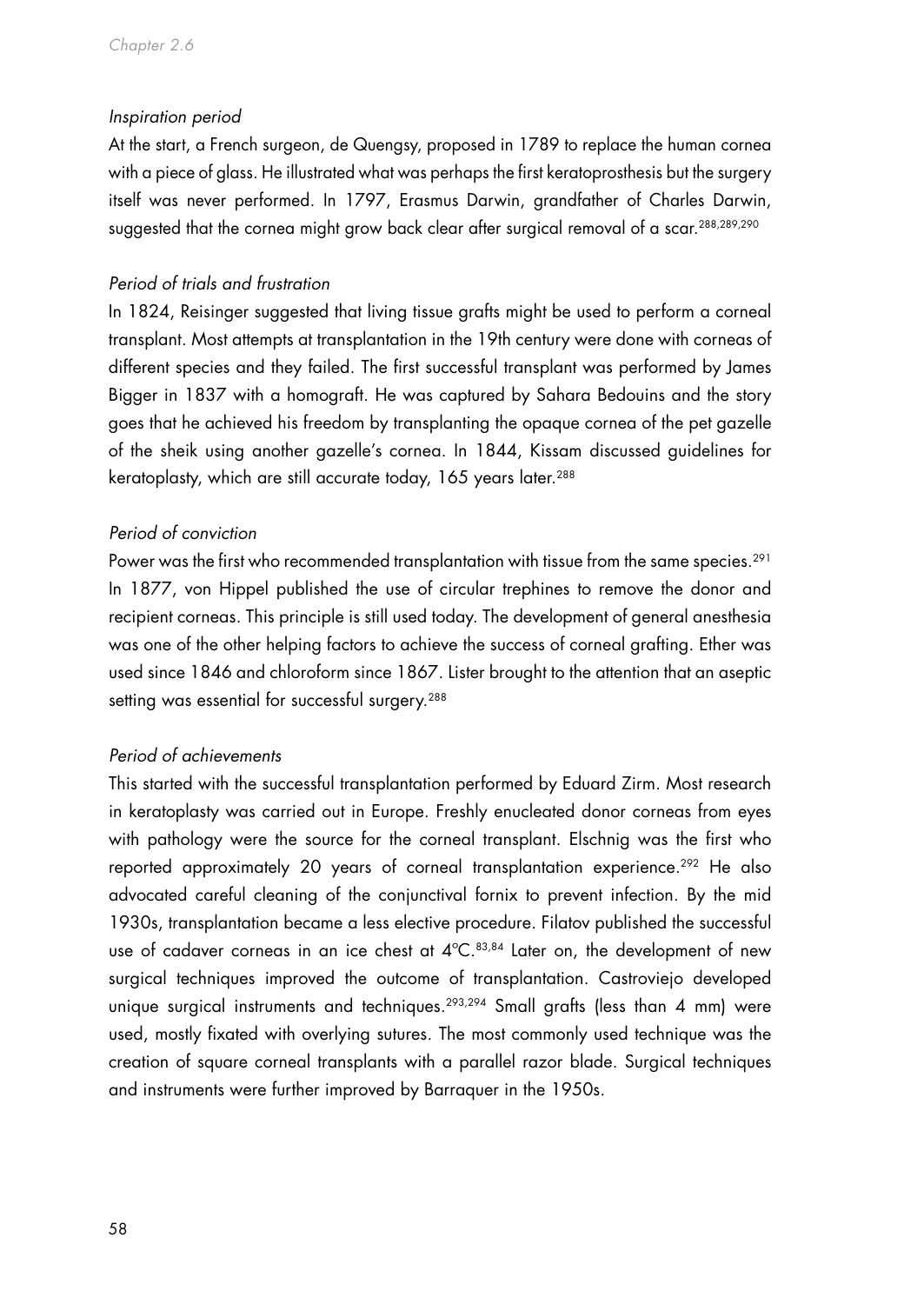*Inspiration period*

At the start, a French surgeon, de Quengsy, proposed in 1789 to replace the human cornea with a piece of glass. He illustrated what was perhaps the first keratoprosthesis but the surgery itself was never performed. In 1797, Erasmus Darwin, grandfather of Charles Darwin, suggested that the cornea might grow back clear after surgical removal of a scar.[288,289,290]

*Period of trials and frustration*

In 1824, Reisinger suggested that living tissue grafts might be used to perform a corneal transplant. Most attempts at transplantation in the 19th century were done with corneas of different species and they failed. The first successful transplant was performed by James Bigger in 1837 with a homograft. He was captured by Sahara Bedouins and the story goes that he achieved his freedom by transplanting the opaque cornea of the pet gazelle of the sheik using another gazelle's cornea. In 1844, Kissam discussed guidelines for keratoplasty, which are still accurate today, 165 years later.[288]

*Period of conviction*

Power was the first who recommended transplantation with tissue from the same species.[291] In 1877, von Hippel published the use of circular trephines to remove the donor and recipient corneas. This principle is still used today. The development of general anesthesia was one of the other helping factors to achieve the success of corneal grafting. Ether was used since 1846 and chloroform since 1867. Lister brought to the attention that an aseptic setting was essential for successful surgery.[288]

*Period of achievements*

This started with the successful transplantation performed by Eduard Zirm. Most research in keratoplasty was carried out in Europe. Freshly enucleated donor corneas from eyes with pathology were the source for the corneal transplant. Elschnig was the first who reported approximately 20 years of corneal transplantation experience.[292] He also advocated careful cleaning of the conjunctival fornix to prevent infection. By the mid 1930s, transplantation became a less elective procedure. Filatov published the successful use of cadaver corneas in an ice chest at 4°C.[83,84] Later on, the development of new surgical techniques improved the outcome of transplantation. Castroviejo developed unique surgical instruments and techniques.[293,294] Small grafts (less than 4 mm) were used, mostly fixated with overlying sutures. The most commonly used technique was the creation of square corneal transplants with a parallel razor blade. Surgical techniques and instruments were further improved by Barraquer in the 1950s.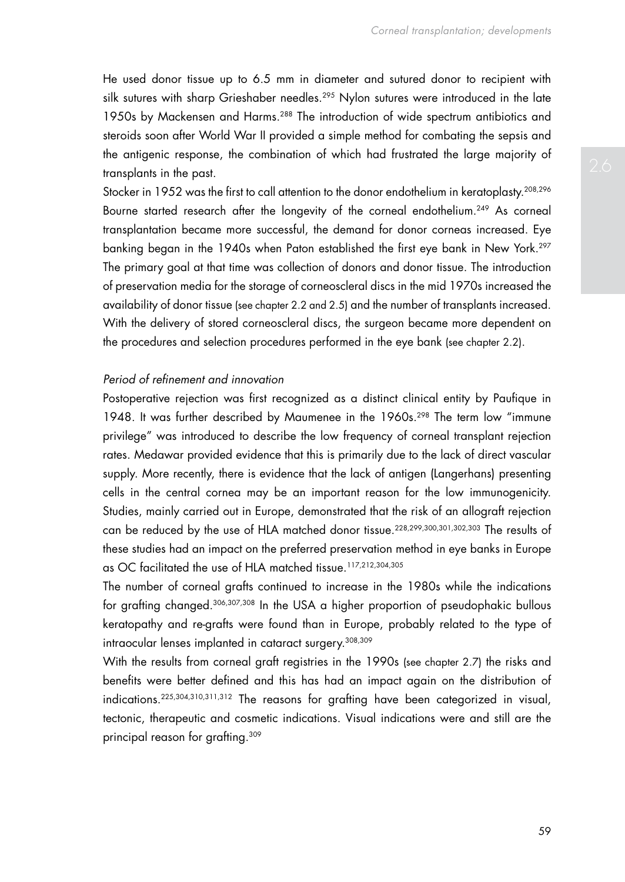He used donor tissue up to 6.5 mm in diameter and sutured donor to recipient with silk sutures with sharp Grieshaber needles.[295] Nylon sutures were introduced in the late 1950s by Mackensen and Harms.[288] The introduction of wide spectrum antibiotics and steroids soon after World War II provided a simple method for combating the sepsis and the antigenic response, the combination of which had frustrated the large majority of transplants in the past.

Stocker in 1952 was the first to call attention to the donor endothelium in keratoplasty.[208,296] Bourne started research after the longevity of the corneal endothelium.[249] As corneal transplantation became more successful, the demand for donor corneas increased. Eye banking began in the 1940s when Paton established the first eye bank in New York.[297] The primary goal at that time was collection of donors and donor tissue. The introduction of preservation media for the storage of corneoscleral discs in the mid 1970s increased the availability of donor tissue (see chapter 2.2 and 2.5) and the number of transplants increased. With the delivery of stored corneoscleral discs, the surgeon became more dependent on the procedures and selection procedures performed in the eye bank (see chapter 2.2).

*Period of refinement and innovation*

Postoperative rejection was first recognized as a distinct clinical entity by Paufique in 1948. It was further described by Maumenee in the 1960s.[298] The term low "immune privilege" was introduced to describe the low frequency of corneal transplant rejection rates. Medawar provided evidence that this is primarily due to the lack of direct vascular supply. More recently, there is evidence that the lack of antigen (Langerhans) presenting cells in the central cornea may be an important reason for the low immunogenicity. Studies, mainly carried out in Europe, demonstrated that the risk of an allograft rejection can be reduced by the use of HLA matched donor tissue.[228,299,300,301,302,303] The results of these studies had an impact on the preferred preservation method in eye banks in Europe as OC facilitated the use of HLA matched tissue.[117,212,304,305]

The number of corneal grafts continued to increase in the 1980s while the indications for grafting changed.[306,307,308] In the USA a higher proportion of pseudophakic bullous keratopathy and re-grafts were found than in Europe, probably related to the type of intraocular lenses implanted in cataract surgery.[308,309]

With the results from corneal graft registries in the 1990s (see chapter 2.7) the risks and benefits were better defined and this has had an impact again on the distribution of indications.[225,304,310,311,312] The reasons for grafting have been categorized in visual, tectonic, therapeutic and cosmetic indications. Visual indications were and still are the principal reason for grafting.[309]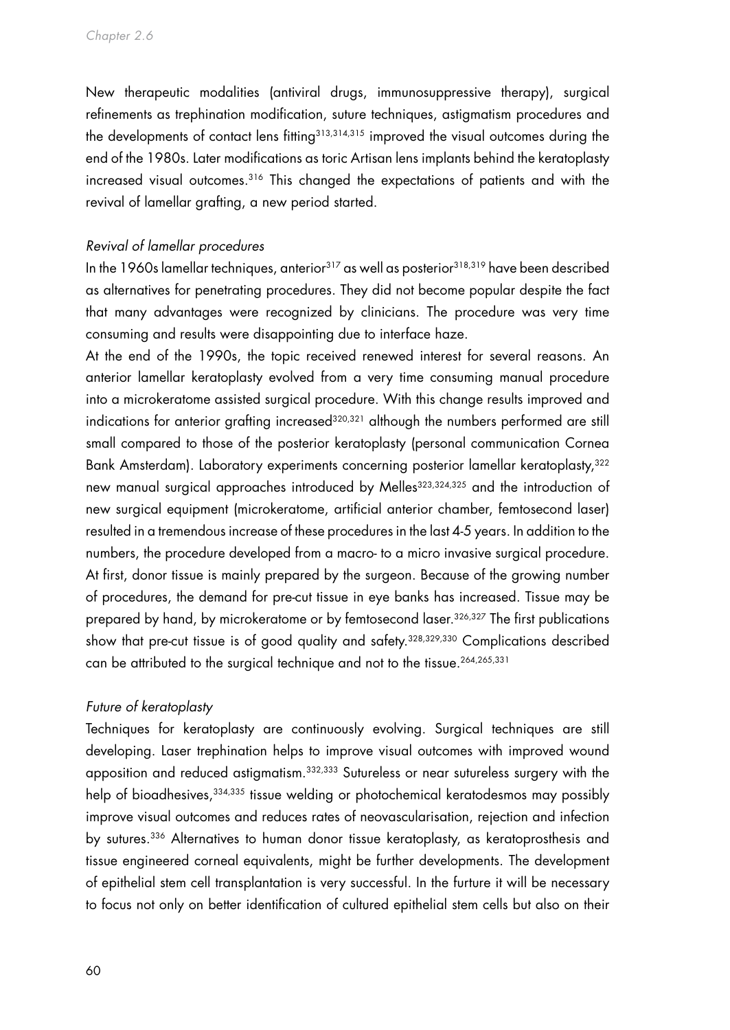New therapeutic modalities (antiviral drugs, immunosuppressive therapy), surgical refinements as trephination modification, suture techniques, astigmatism procedures and the developments of contact lens fitting[313,314,315] improved the visual outcomes during the end of the 1980s. Later modifications as toric Artisan lens implants behind the keratoplasty increased visual outcomes.[316] This changed the expectations of patients and with the revival of lamellar grafting, a new period started.

*Revival of lamellar procedures*

In the 1960s lamellar techniques, anterior[317] as well as posterior[318,319] have been described as alternatives for penetrating procedures. They did not become popular despite the fact that many advantages were recognized by clinicians. The procedure was very time consuming and results were disappointing due to interface haze.

At the end of the 1990s, the topic received renewed interest for several reasons. An anterior lamellar keratoplasty evolved from a very time consuming manual procedure into a microkeratome assisted surgical procedure. With this change results improved and indications for anterior grafting increased[320,321] although the numbers performed are still small compared to those of the posterior keratoplasty (personal communication Cornea Bank Amsterdam). Laboratory experiments concerning posterior lamellar keratoplasty,[322] new manual surgical approaches introduced by Melles[323,324,325] and the introduction of new surgical equipment (microkeratome, artificial anterior chamber, femtosecond laser) resulted in a tremendous increase of these procedures in the last 4-5 years. In addition to the numbers, the procedure developed from a macro- to a micro invasive surgical procedure. At first, donor tissue is mainly prepared by the surgeon. Because of the growing number of procedures, the demand for pre-cut tissue in eye banks has increased. Tissue may be prepared by hand, by microkeratome or by femtosecond laser.[326,327] The first publications show that pre-cut tissue is of good quality and safety.[328,329,330] Complications described can be attributed to the surgical technique and not to the tissue.[264,265,331]

*Future of keratoplasty*

Techniques for keratoplasty are continuously evolving. Surgical techniques are still developing. Laser trephination helps to improve visual outcomes with improved wound apposition and reduced astigmatism.[332,333] Sutureless or near sutureless surgery with the help of bioadhesives,[334,335] tissue welding or photochemical keratodesmos may possibly improve visual outcomes and reduces rates of neovascularisation, rejection and infection by sutures.[336] Alternatives to human donor tissue keratoplasty, as keratoprosthesis and tissue engineered corneal equivalents, might be further developments. The development of epithelial stem cell transplantation is very successful. In the furture it will be necessary to focus not only on better identification of cultured epithelial stem cells but also on their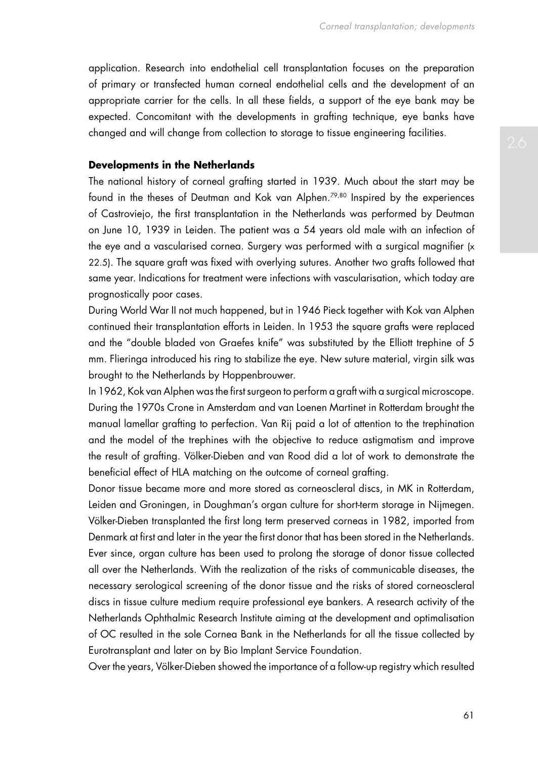application. Research into endothelial cell transplantation focuses on the preparation of primary or transfected human corneal endothelial cells and the development of an appropriate carrier for the cells. In all these fields, a support of the eye bank may be expected. Concomitant with the developments in grafting technique, eye banks have changed and will change from collection to storage to tissue engineering facilities.

**Developments in the Netherlands**

The national history of corneal grafting started in 1939. Much about the start may be found in the theses of Deutman and Kok van Alphen.[79,80] Inspired by the experiences of Castroviejo, the first transplantation in the Netherlands was performed by Deutman on June 10, 1939 in Leiden. The patient was a 54 years old male with an infection of the eye and a vascularised cornea. Surgery was performed with a surgical magnifier (x 22.5). The square graft was fixed with overlying sutures. Another two grafts followed that same year. Indications for treatment were infections with vascularisation, which today are prognostically poor cases.

During World War II not much happened, but in 1946 Pieck together with Kok van Alphen continued their transplantation efforts in Leiden. In 1953 the square grafts were replaced and the "double bladed von Graefes knife" was substituted by the Elliott trephine of 5 mm. Flieringa introduced his ring to stabilize the eye. New suture material, virgin silk was brought to the Netherlands by Hoppenbrouwer.

In 1962, Kok van Alphen was the first surgeon to perform a graft with a surgical microscope. During the 1970s Crone in Amsterdam and van Loenen Martinet in Rotterdam brought the manual lamellar grafting to perfection. Van Rij paid a lot of attention to the trephination and the model of the trephines with the objective to reduce astigmatism and improve the result of grafting. Völker-Dieben and van Rood did a lot of work to demonstrate the beneficial effect of HLA matching on the outcome of corneal grafting.

Donor tissue became more and more stored as corneoscleral discs, in MK in Rotterdam, Leiden and Groningen, in Doughman's organ culture for short-term storage in Nijmegen. Völker-Dieben transplanted the first long term preserved corneas in 1982, imported from Denmark at first and later in the year the first donor that has been stored in the Netherlands. Ever since, organ culture has been used to prolong the storage of donor tissue collected all over the Netherlands. With the realization of the risks of communicable diseases, the necessary serological screening of the donor tissue and the risks of stored corneoscleral discs in tissue culture medium require professional eye bankers. A research activity of the Netherlands Ophthalmic Research Institute aiming at the development and optimalisation of OC resulted in the sole Cornea Bank in the Netherlands for all the tissue collected by Eurotransplant and later on by Bio Implant Service Foundation.

Over the years, Völker-Dieben showed the importance of a follow-up registry which resulted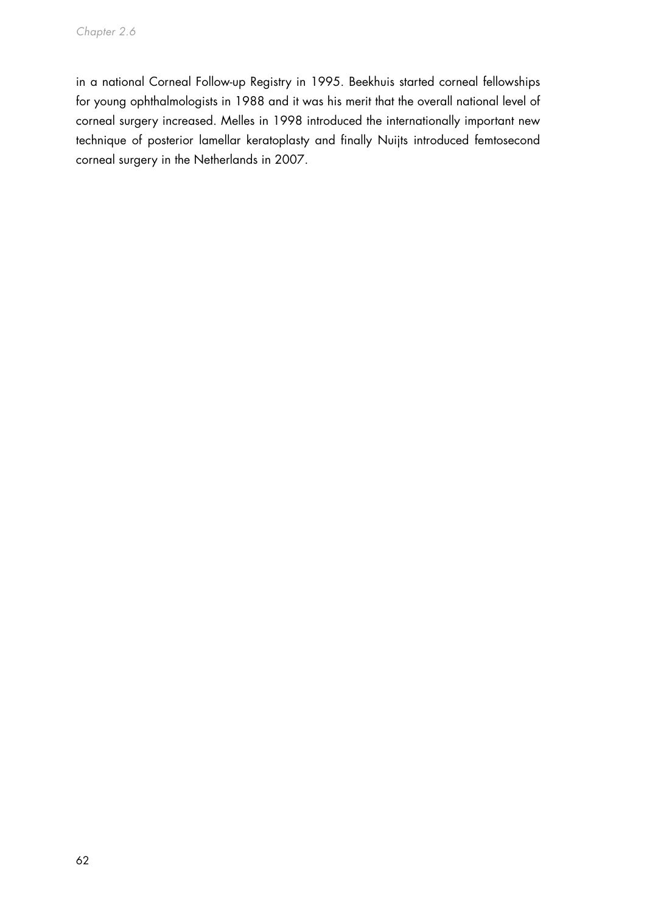in a national Corneal Follow-up Registry in 1995. Beekhuis started corneal fellowships for young ophthalmologists in 1988 and it was his merit that the overall national level of corneal surgery increased. Melles in 1998 introduced the internationally important new technique of posterior lamellar keratoplasty and finally Nuijts introduced femtosecond corneal surgery in the Netherlands in 2007.